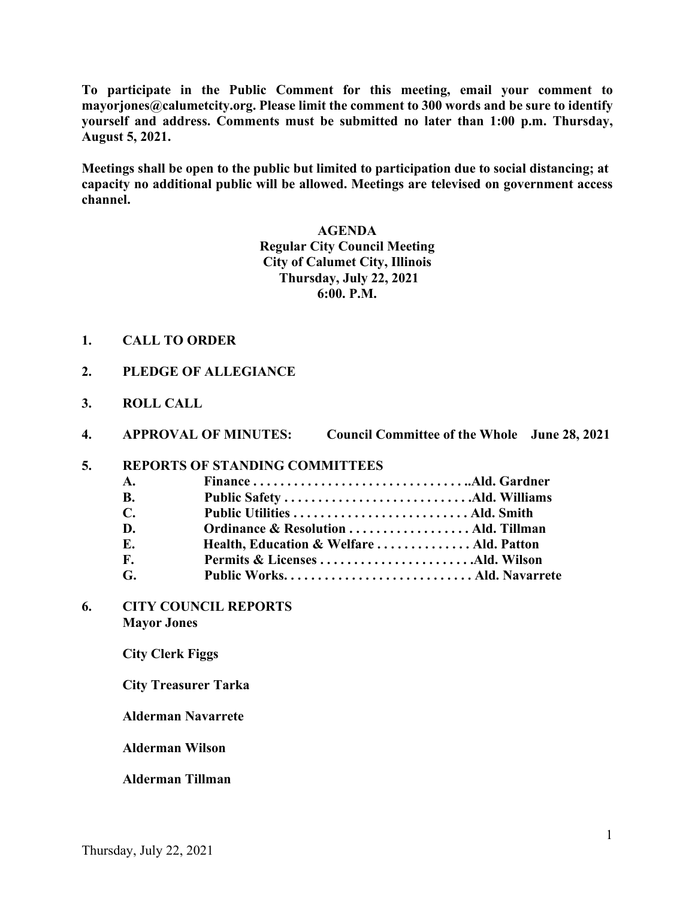**To participate in the Public Comment for this meeting, email your comment to mayorjones@calumetcity.org. Please limit the comment to 300 words and be sure to identify yourself and address. Comments must be submitted no later than 1:00 p.m. Thursday, August 5, 2021.**

**Meetings shall be open to the public but limited to participation due to social distancing; at capacity no additional public will be allowed. Meetings are televised on government access channel.**

**AGENDA**
**Regular City Council Meeting**
**City of Calumet City, Illinois**
**Thursday, July 22, 2021**
**6:00. P.M.**

**1. CALL TO ORDER**

**2. PLEDGE OF ALLEGIANCE**

**3. ROLL CALL**

**4. APPROVAL OF MINUTES: Council Committee of the Whole June 28, 2021**

**5. REPORTS OF STANDING COMMITTEES**

- **A. Finance . . . . . . . . . . . . . . . . . . . . . . . . . . . . . . . ..Ald. Gardner**
- **B. Public Safety . . . . . . . . . . . . . . . . . . . . . . . . . . .Ald. Williams**
- **C. Public Utilities . . . . . . . . . . . . . . . . . . . . . . . . . . Ald. Smith**
- **D. Ordinance & Resolution . . . . . . . . . . . . . . . . . . Ald. Tillman**
- **E. Health, Education & Welfare . . . . . . . . . . . . . . Ald. Patton**
- **F. Permits & Licenses . . . . . . . . . . . . . . . . . . . . . . .Ald. Wilson**
- **G. Public Works. . . . . . . . . . . . . . . . . . . . . . . . . . . . Ald. Navarrete**

**6. CITY COUNCIL REPORTS**

**Mayor Jones**

**City Clerk Figgs**

**City Treasurer Tarka**

**Alderman Navarrete**

**Alderman Wilson**

**Alderman Tillman**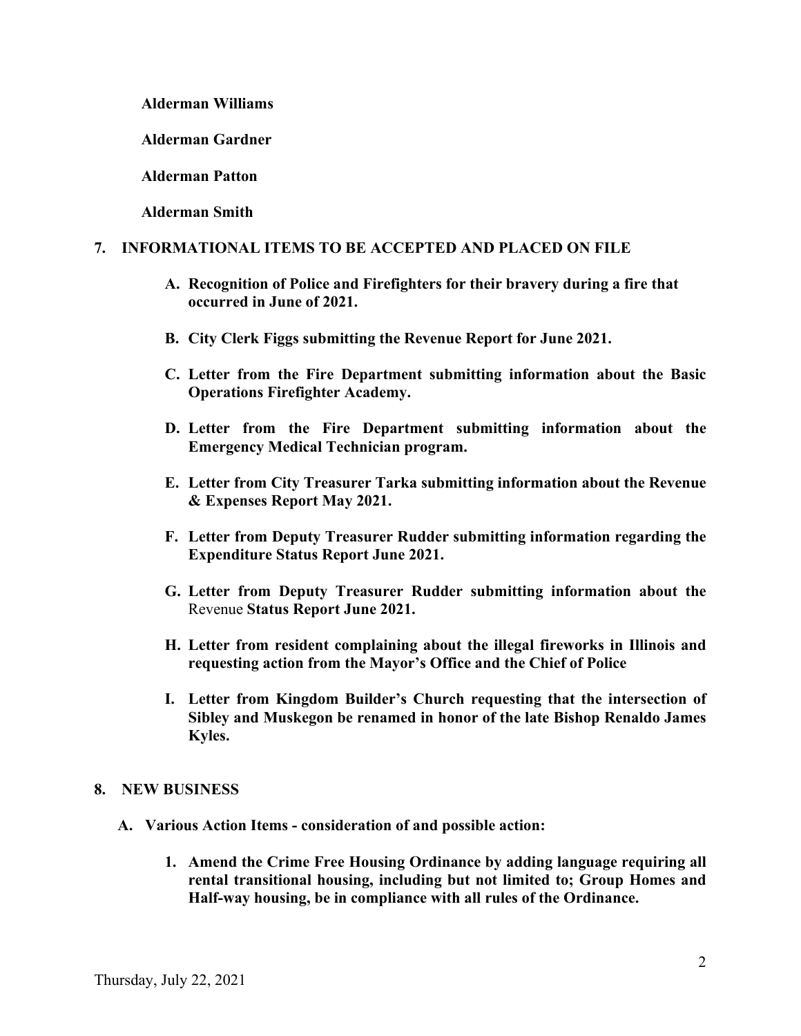**Alderman Williams**

**Alderman Gardner**

**Alderman Patton**

**Alderman Smith**

## 7. INFORMATIONAL ITEMS TO BE ACCEPTED AND PLACED ON FILE

**A. Recognition of Police and Firefighters for their bravery during a fire that occurred in June of 2021.**

**B. City Clerk Figgs submitting the Revenue Report for June 2021.**

**C. Letter from the Fire Department submitting information about the Basic Operations Firefighter Academy.**

**D. Letter from the Fire Department submitting information about the Emergency Medical Technician program.**

**E. Letter from City Treasurer Tarka submitting information about the Revenue & Expenses Report May 2021.**

**F. Letter from Deputy Treasurer Rudder submitting information regarding the Expenditure Status Report June 2021.**

**G. Letter from Deputy Treasurer Rudder submitting information about the** Revenue **Status Report June 2021.**

**H. Letter from resident complaining about the illegal fireworks in Illinois and requesting action from the Mayor's Office and the Chief of Police**

**I. Letter from Kingdom Builder's Church requesting that the intersection of Sibley and Muskegon be renamed in honor of the late Bishop Renaldo James Kyles.**

## 8. NEW BUSINESS

**A. Various Action Items - consideration of and possible action:**

**1. Amend the Crime Free Housing Ordinance by adding language requiring all rental transitional housing, including but not limited to; Group Homes and Half-way housing, be in compliance with all rules of the Ordinance.**

Thursday, July 22, 2021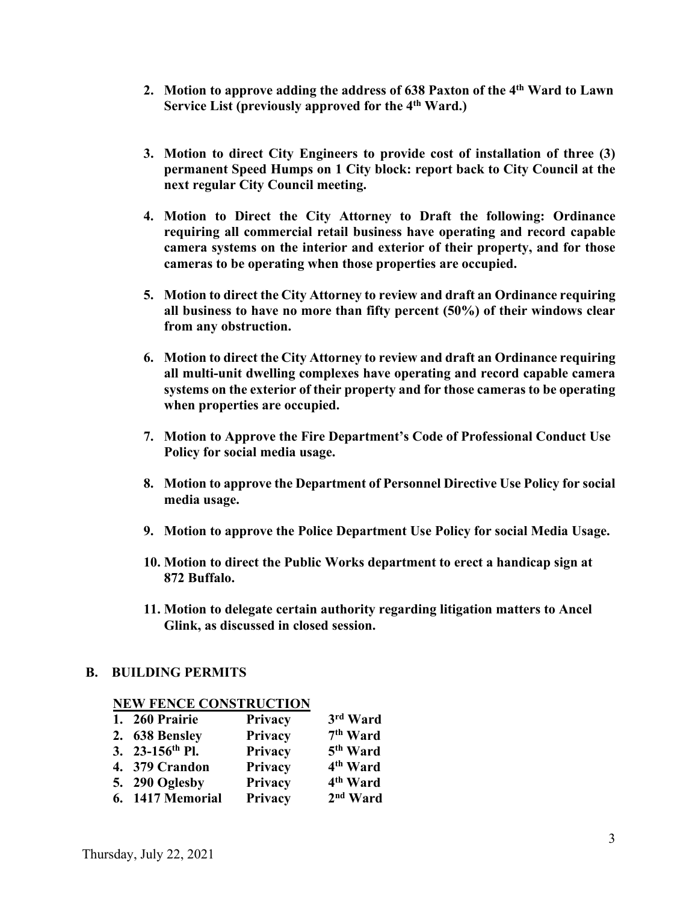2. **Motion to approve adding the address of 638 Paxton of the 4th Ward to Lawn Service List (previously approved for the 4th Ward.)**

3. **Motion to direct City Engineers to provide cost of installation of three (3) permanent Speed Humps on 1 City block: report back to City Council at the next regular City Council meeting.**

4. **Motion to Direct the City Attorney to Draft the following: Ordinance requiring all commercial retail business have operating and record capable camera systems on the interior and exterior of their property, and for those cameras to be operating when those properties are occupied.**

5. **Motion to direct the City Attorney to review and draft an Ordinance requiring all business to have no more than fifty percent (50%) of their windows clear from any obstruction.**

6. **Motion to direct the City Attorney to review and draft an Ordinance requiring all multi-unit dwelling complexes have operating and record capable camera systems on the exterior of their property and for those cameras to be operating when properties are occupied.**

7. **Motion to Approve the Fire Department's Code of Professional Conduct Use Policy for social media usage.**

8. **Motion to approve the Department of Personnel Directive Use Policy for social media usage.**

9. **Motion to approve the Police Department Use Policy for social Media Usage.**

10. **Motion to direct the Public Works department to erect a handicap sign at 872 Buffalo.**

11. **Motion to delegate certain authority regarding litigation matters to Ancel Glink, as discussed in closed session.**

## B. BUILDING PERMITS

**NEW FENCE CONSTRUCTION**

| | | |
|---|---|---|
| **1. 260 Prairie** | **Privacy** | **3rd Ward** |
| **2. 638 Bensley** | **Privacy** | **7th Ward** |
| **3. 23-156th Pl.** | **Privacy** | **5th Ward** |
| **4. 379 Crandon** | **Privacy** | **4th Ward** |
| **5. 290 Oglesby** | **Privacy** | **4th Ward** |
| **6. 1417 Memorial** | **Privacy** | **2nd Ward** |

Thursday, July 22, 2021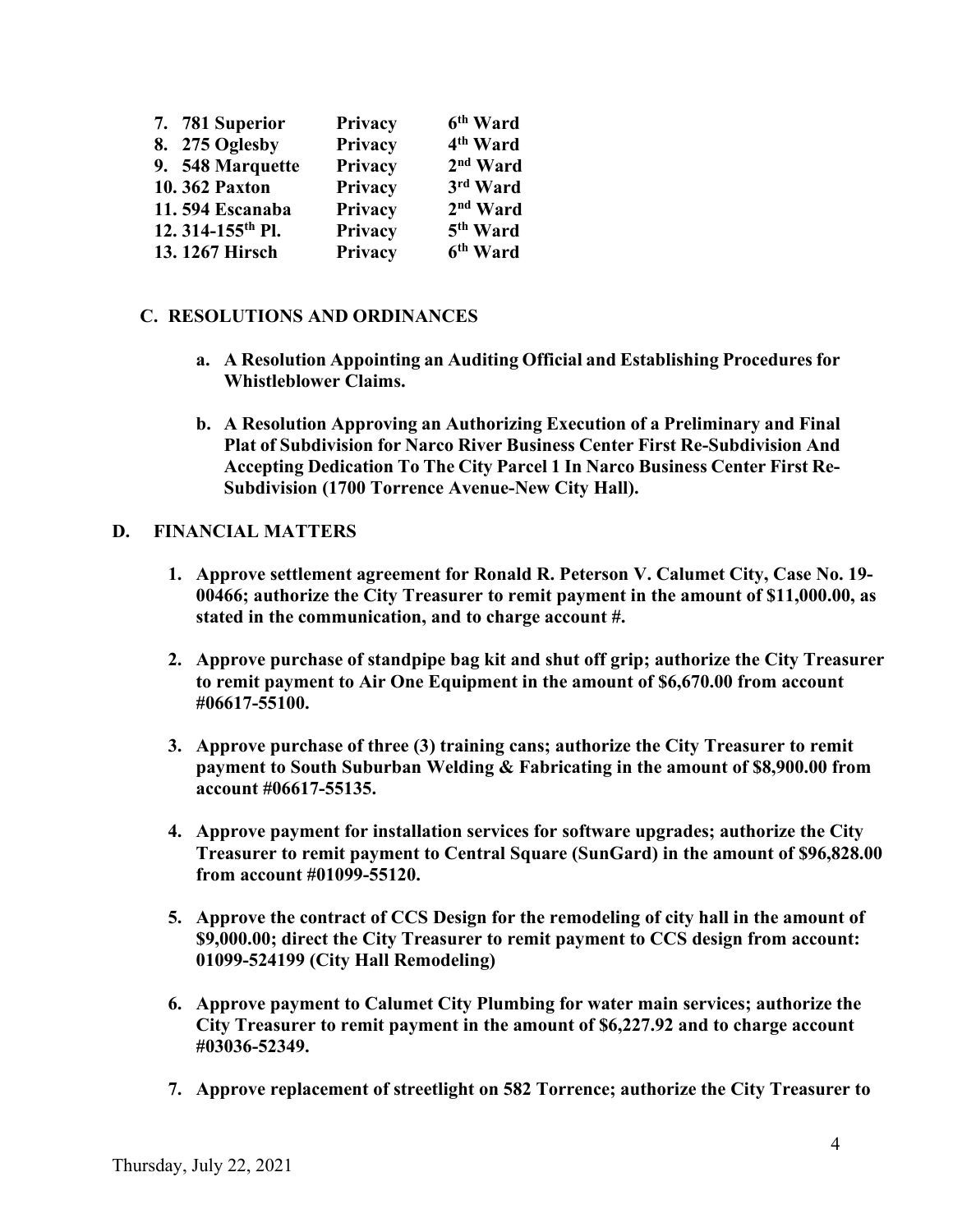7. **781 Superior** **Privacy** **6th Ward**
8. **275 Oglesby** **Privacy** **4th Ward**
9. **548 Marquette** **Privacy** **2nd Ward**
10. **362 Paxton** **Privacy** **3rd Ward**
11. **594 Escanaba** **Privacy** **2nd Ward**
12. **314-155th Pl.** **Privacy** **5th Ward**
13. **1267 Hirsch** **Privacy** **6th Ward**

### C. RESOLUTIONS AND ORDINANCES

a. **A Resolution Appointing an Auditing Official and Establishing Procedures for Whistleblower Claims.**

b. **A Resolution Approving an Authorizing Execution of a Preliminary and Final Plat of Subdivision for Narco River Business Center First Re-Subdivision And Accepting Dedication To The City Parcel 1 In Narco Business Center First Re-Subdivision (1700 Torrence Avenue-New City Hall).**

## D. FINANCIAL MATTERS

1. **Approve settlement agreement for Ronald R. Peterson V. Calumet City, Case No. 19-00466; authorize the City Treasurer to remit payment in the amount of $11,000.00, as stated in the communication, and to charge account #.**

2. **Approve purchase of standpipe bag kit and shut off grip; authorize the City Treasurer to remit payment to Air One Equipment in the amount of $6,670.00 from account #06617-55100.**

3. **Approve purchase of three (3) training cans; authorize the City Treasurer to remit payment to South Suburban Welding & Fabricating in the amount of $8,900.00 from account #06617-55135.**

4. **Approve payment for installation services for software upgrades; authorize the City Treasurer to remit payment to Central Square (SunGard) in the amount of $96,828.00 from account #01099-55120.**

5. **Approve the contract of CCS Design for the remodeling of city hall in the amount of $9,000.00; direct the City Treasurer to remit payment to CCS design from account: 01099-524199 (City Hall Remodeling)**

6. **Approve payment to Calumet City Plumbing for water main services; authorize the City Treasurer to remit payment in the amount of $6,227.92 and to charge account #03036-52349.**

7. **Approve replacement of streetlight on 582 Torrence; authorize the City Treasurer to**

Thursday, July 22, 2021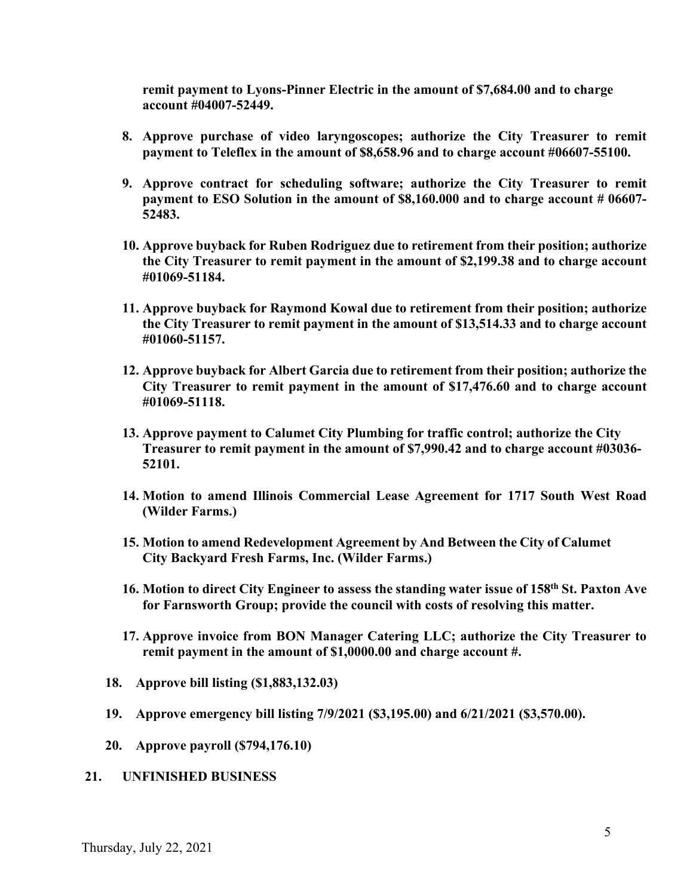**remit payment to Lyons-Pinner Electric in the amount of $7,684.00 and to charge account #04007-52449.**

8. **Approve purchase of video laryngoscopes; authorize the City Treasurer to remit payment to Teleflex in the amount of $8,658.96 and to charge account #06607-55100.**

9. **Approve contract for scheduling software; authorize the City Treasurer to remit payment to ESO Solution in the amount of $8,160.000 and to charge account # 06607-52483.**

10. **Approve buyback for Ruben Rodriguez due to retirement from their position; authorize the City Treasurer to remit payment in the amount of $2,199.38 and to charge account #01069-51184.**

11. **Approve buyback for Raymond Kowal due to retirement from their position; authorize the City Treasurer to remit payment in the amount of $13,514.33 and to charge account #01060-51157.**

12. **Approve buyback for Albert Garcia due to retirement from their position; authorize the City Treasurer to remit payment in the amount of $17,476.60 and to charge account #01069-51118.**

13. **Approve payment to Calumet City Plumbing for traffic control; authorize the City Treasurer to remit payment in the amount of $7,990.42 and to charge account #03036-52101.**

14. **Motion to amend Illinois Commercial Lease Agreement for 1717 South West Road (Wilder Farms.)**

15. **Motion to amend Redevelopment Agreement by And Between the City of Calumet City Backyard Fresh Farms, Inc. (Wilder Farms.)**

16. **Motion to direct City Engineer to assess the standing water issue of 158th St. Paxton Ave for Farnsworth Group; provide the council with costs of resolving this matter.**

17. **Approve invoice from BON Manager Catering LLC; authorize the City Treasurer to remit payment in the amount of $1,0000.00 and charge account #.**

18. **Approve bill listing ($1,883,132.03)**

19. **Approve emergency bill listing 7/9/2021 ($3,195.00) and 6/21/2021 ($3,570.00).**

20. **Approve payroll ($794,176.10)**

**21. UNFINISHED BUSINESS**

Thursday, July 22, 2021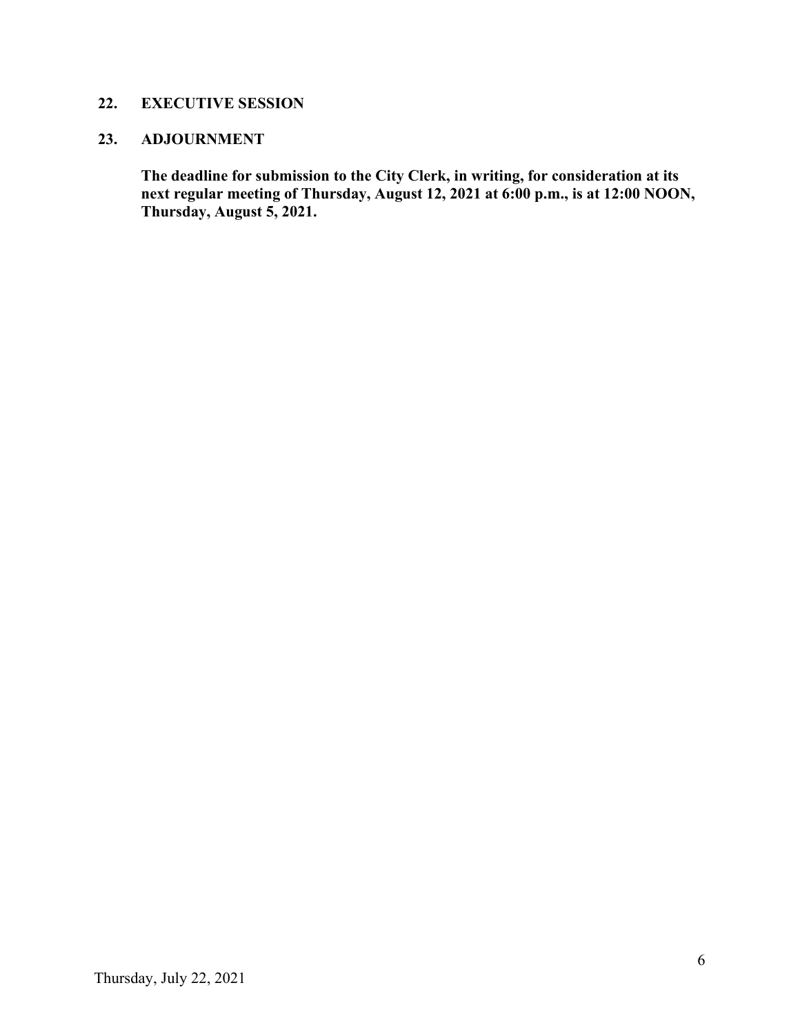**22. EXECUTIVE SESSION**

**23. ADJOURNMENT**

**The deadline for submission to the City Clerk, in writing, for consideration at its next regular meeting of Thursday, August 12, 2021 at 6:00 p.m., is at 12:00 NOON, Thursday, August 5, 2021.**